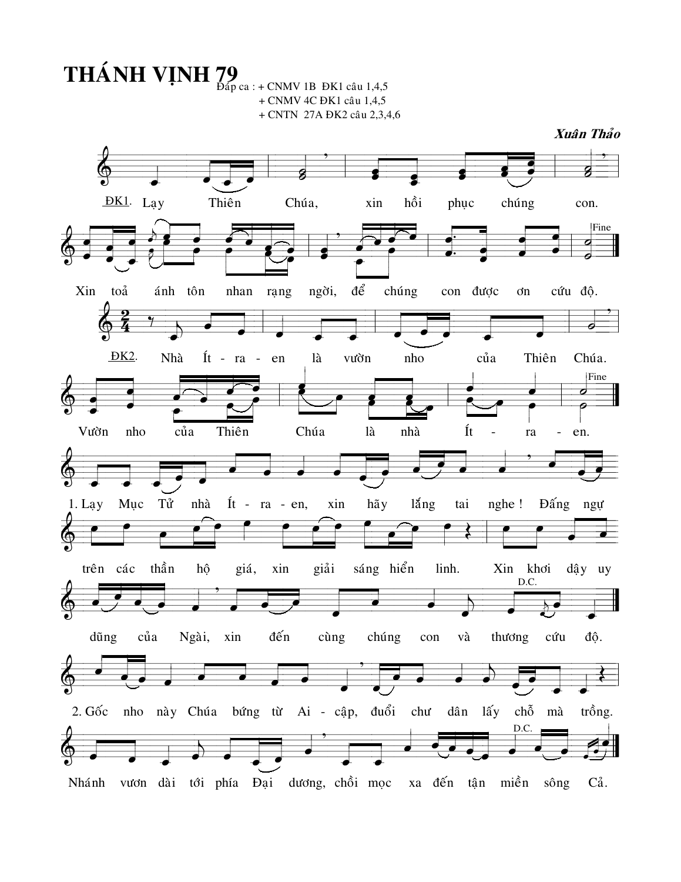# THÁNH VỊNH 79

Đáp ca : + CNMV 1B ĐK1 câu 1,4,5
+ CNMV 4C ĐK1 câu 1,4,5
+ CNTN 27A ĐK2 câu 2,3,4,6

***Xuân Thảo***

ĐK1. Lạy Thiên Chúa, xin hồi phục chúng con. Xin toả ánh tôn nhan rạng ngời, để chúng con được ơn cứu độ. *Fine*

ĐK2. Nhà Ít - ra - en là vườn nho của Thiên Chúa. Vườn nho của Thiên Chúa là nhà Ít - ra - en. *Fine*

1. Lạy Mục Tử nhà Ít - ra - en, xin hãy lắng tai nghe ! Đấng ngự trên các thần hộ giá, xin giải sáng hiển linh. Xin khơi dậy uy dũng của Ngài, xin đến cùng chúng con và thương cứu độ. *D.C.*

2. Gốc nho này Chúa bứng từ Ai - cập, đuổi chư dân lấy chỗ mà trồng. Nhánh vươn dài tới phía Đại dương, chồi mọc xa đến tận miền sông Cả. *D.C.*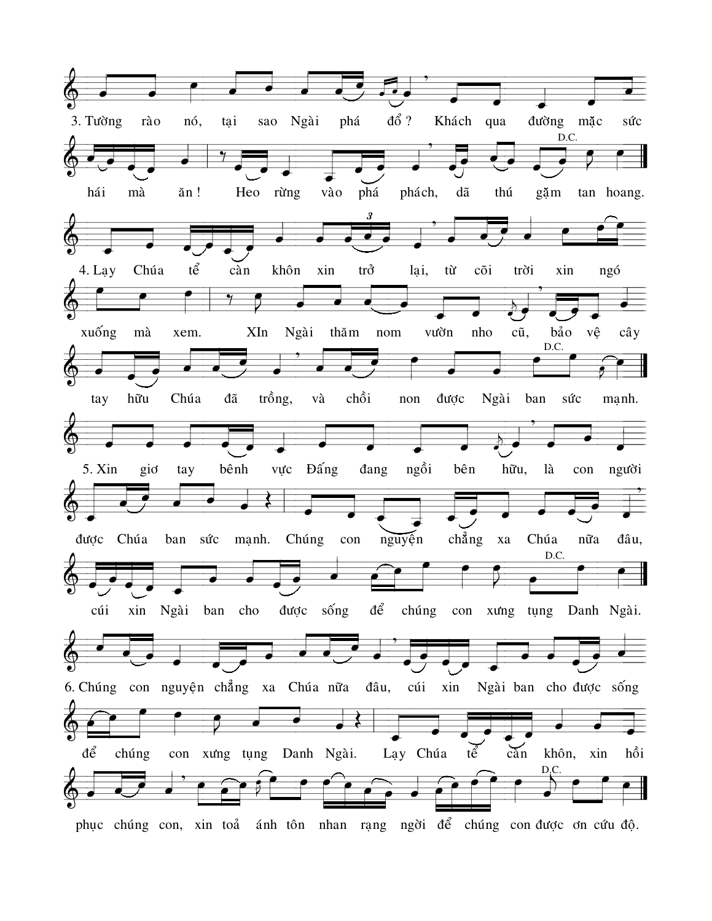3. Tường rào nó, tại sao Ngài phá đổ? Khách qua đường mặc sức hái mà ăn! Heo rừng vào phá phách, dã thú gặm tan hoang. D.C.

4. Lạy Chúa tể càn khôn xin trở lại, từ cõi trời xin ngó xuống mà xem. XIn Ngài thăm nom vườn nho cũ, bảo vệ cây tay hữu Chúa đã trồng, và chồi non được Ngài ban sức mạnh. D.C.

5. Xin giơ tay bênh vực Đấng đang ngồi bên hữu, là con người được Chúa ban sức mạnh. Chúng con nguyện chẳng xa Chúa nữa đâu, cúi xin Ngài ban cho được sống để chúng con xưng tụng Danh Ngài. D.C.

6. Chúng con nguyện chẳng xa Chúa nữa đâu, cúi xin Ngài ban cho được sống để chúng con xưng tụng Danh Ngài. Lạy Chúa tể càn khôn, xin hồi phục chúng con, xin toả ánh tôn nhan rạng ngời để chúng con được ơn cứu độ. D.C.